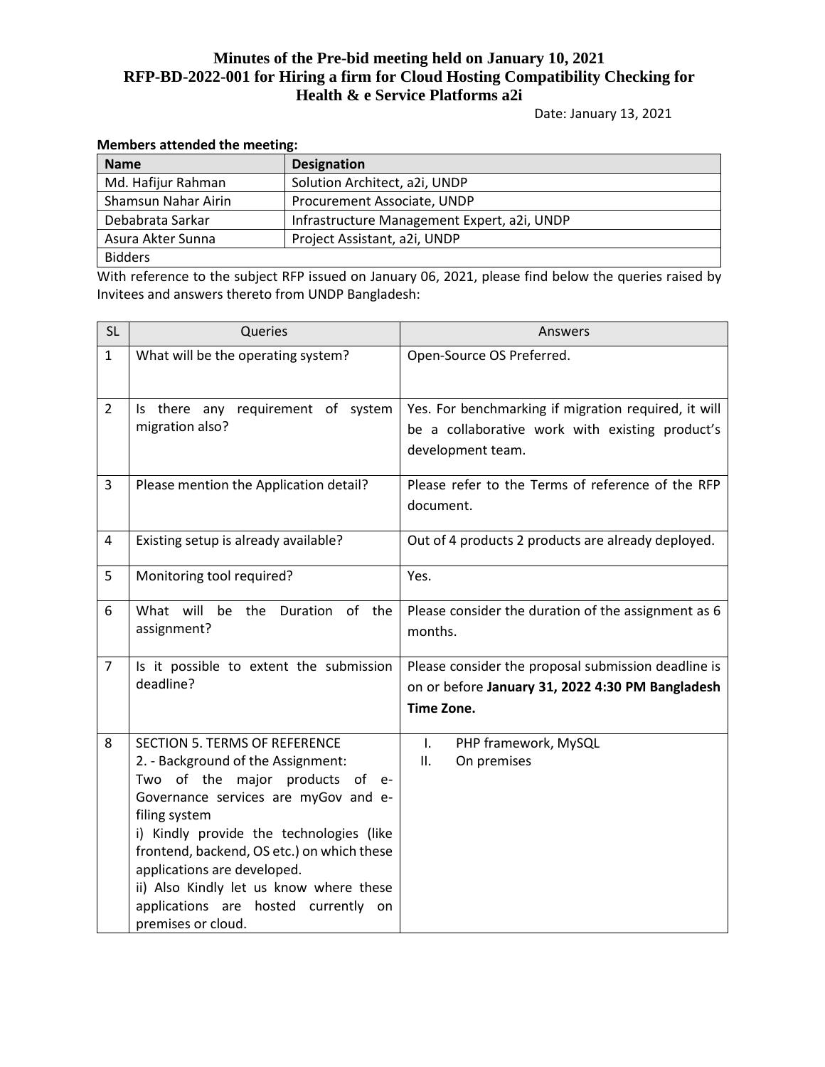# Minutes of the Pre-bid meeting held on January 10, 2021
# RFP-BD-2022-001 for Hiring a firm for Cloud Hosting Compatibility Checking for Health & e Service Platforms a2i

Date: January 13, 2021

**Members attended the meeting:**

| Name | Designation |
|---|---|
| Md. Hafijur Rahman | Solution Architect, a2i, UNDP |
| Shamsun Nahar Airin | Procurement Associate, UNDP |
| Debabrata Sarkar | Infrastructure Management Expert, a2i, UNDP |
| Asura Akter Sunna | Project Assistant, a2i, UNDP |
| Bidders | |

With reference to the subject RFP issued on January 06, 2021, please find below the queries raised by Invitees and answers thereto from UNDP Bangladesh:

| SL | Queries | Answers |
|---|---|---|
| 1 | What will be the operating system? | Open-Source OS Preferred. |
| 2 | Is there any requirement of system migration also? | Yes. For benchmarking if migration required, it will be a collaborative work with existing product's development team. |
| 3 | Please mention the Application detail? | Please refer to the Terms of reference of the RFP document. |
| 4 | Existing setup is already available? | Out of 4 products 2 products are already deployed. |
| 5 | Monitoring tool required? | Yes. |
| 6 | What will be the Duration of the assignment? | Please consider the duration of the assignment as 6 months. |
| 7 | Is it possible to extent the submission deadline? | Please consider the proposal submission deadline is on or before **January 31, 2022 4:30 PM Bangladesh Time Zone.** |
| 8 | SECTION 5. TERMS OF REFERENCE<br>2. - Background of the Assignment:<br>Two of the major products of e-Governance services are myGov and e-filing system<br>i) Kindly provide the technologies (like frontend, backend, OS etc.) on which these applications are developed.<br>ii) Also Kindly let us know where these applications are hosted currently on premises or cloud. | I. PHP framework, MySQL<br>II. On premises |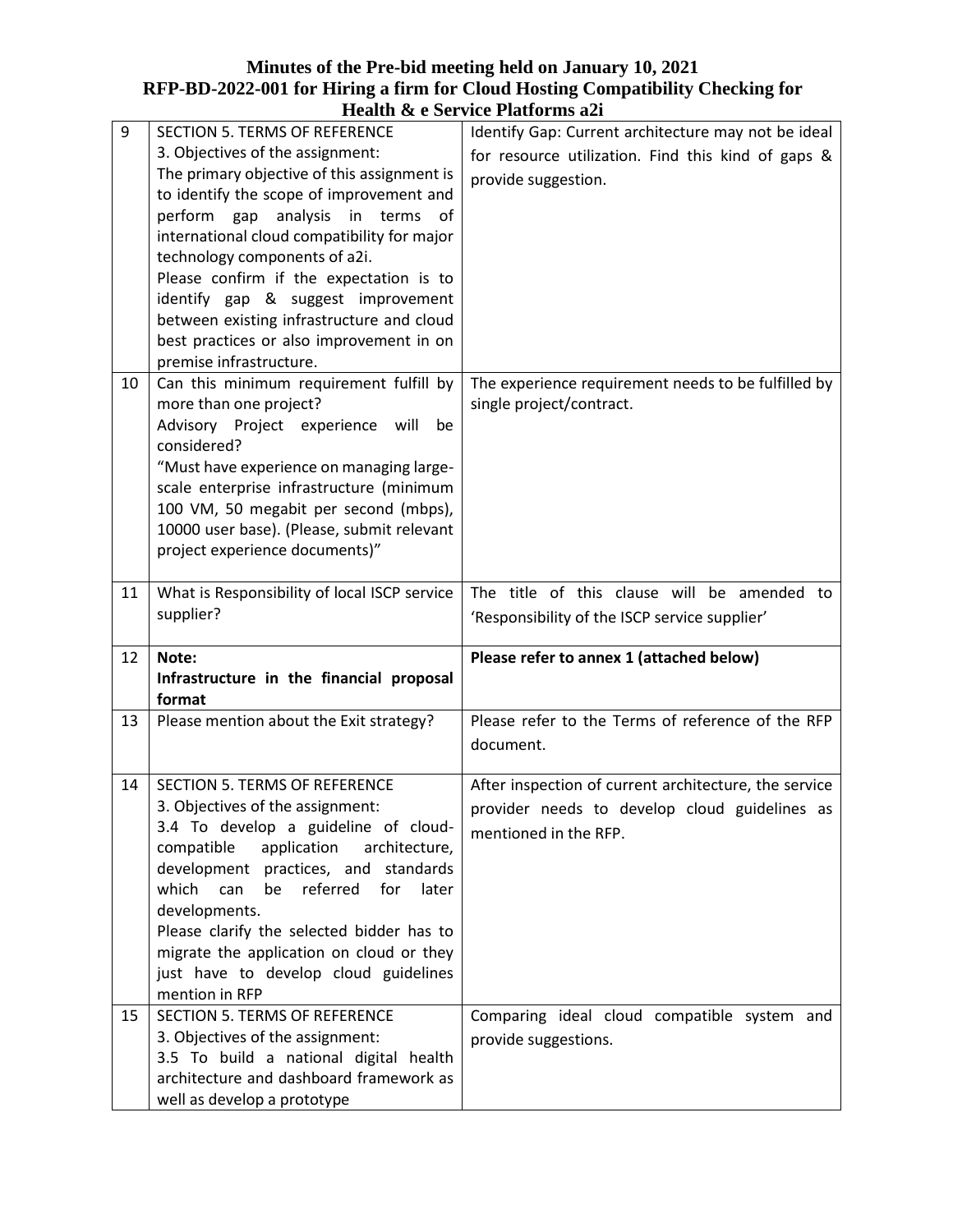# Minutes of the Pre-bid meeting held on January 10, 2021
## RFP-BD-2022-001 for Hiring a firm for Cloud Hosting Compatibility Checking for Health & e Service Platforms a2i

| | | |
|---|---|---|
| 9 | SECTION 5. TERMS OF REFERENCE<br>3. Objectives of the assignment:<br>The primary objective of this assignment is to identify the scope of improvement and perform gap analysis in terms of international cloud compatibility for major technology components of a2i.<br>Please confirm if the expectation is to identify gap & suggest improvement between existing infrastructure and cloud best practices or also improvement in on premise infrastructure. | Identify Gap: Current architecture may not be ideal for resource utilization. Find this kind of gaps & provide suggestion. |
| 10 | Can this minimum requirement fulfill by more than one project?<br>Advisory Project experience will be considered?<br>"Must have experience on managing large-scale enterprise infrastructure (minimum 100 VM, 50 megabit per second (mbps), 10000 user base). (Please, submit relevant project experience documents)" | The experience requirement needs to be fulfilled by single project/contract. |
| 11 | What is Responsibility of local ISCP service supplier? | The title of this clause will be amended to 'Responsibility of the ISCP service supplier' |
| 12 | **Note:**<br>**Infrastructure in the financial proposal format** | **Please refer to annex 1 (attached below)** |
| 13 | Please mention about the Exit strategy? | Please refer to the Terms of reference of the RFP document. |
| 14 | SECTION 5. TERMS OF REFERENCE<br>3. Objectives of the assignment:<br>3.4 To develop a guideline of cloud-compatible application architecture, development practices, and standards which can be referred for later developments.<br>Please clarify the selected bidder has to migrate the application on cloud or they just have to develop cloud guidelines mention in RFP | After inspection of current architecture, the service provider needs to develop cloud guidelines as mentioned in the RFP. |
| 15 | SECTION 5. TERMS OF REFERENCE<br>3. Objectives of the assignment:<br>3.5 To build a national digital health architecture and dashboard framework as well as develop a prototype | Comparing ideal cloud compatible system and provide suggestions. |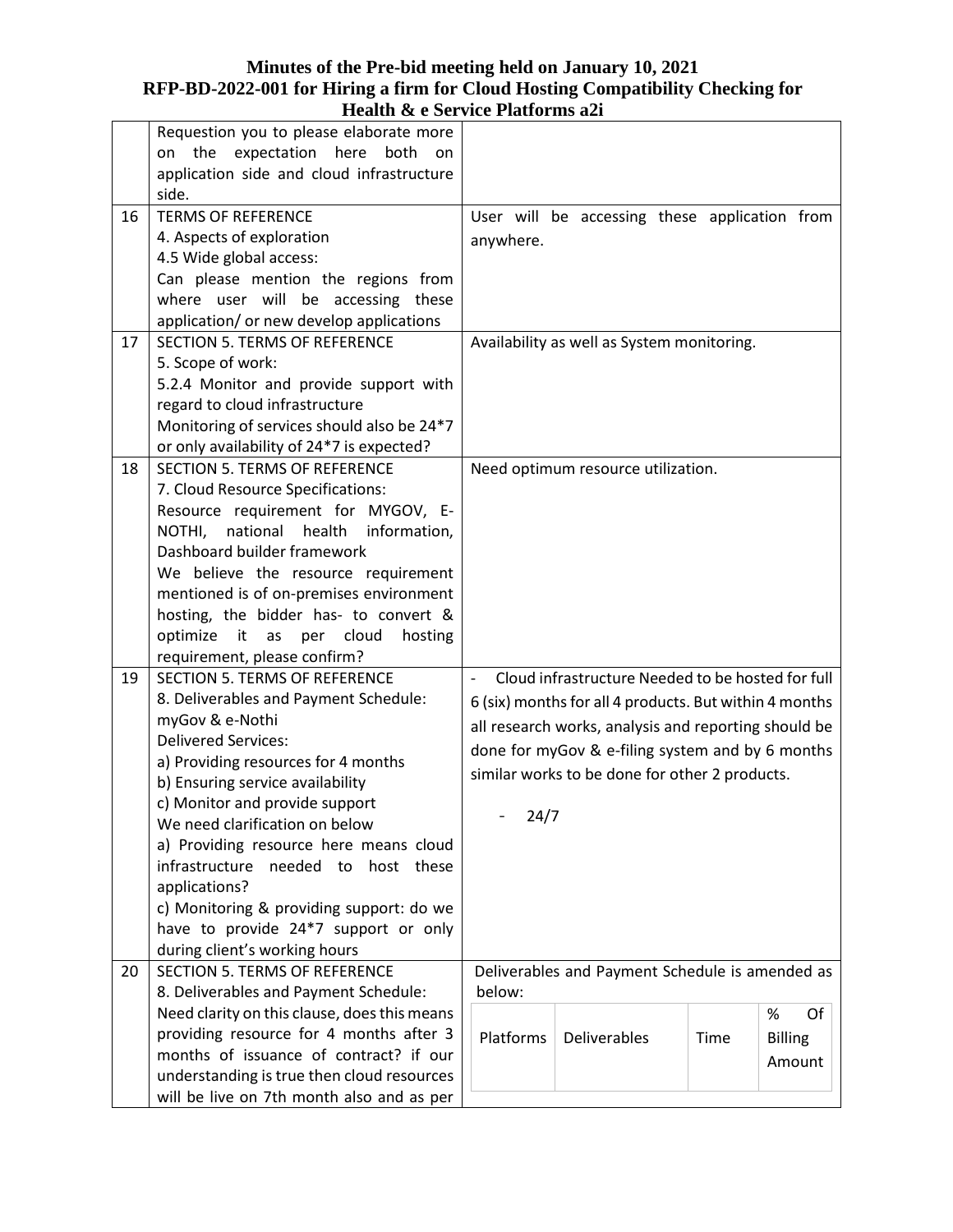# Minutes of the Pre-bid meeting held on January 10, 2021
# RFP-BD-2022-001 for Hiring a firm for Cloud Hosting Compatibility Checking for Health & e Service Platforms a2i

| | | |
|---|---|---|
| | Requestion you to please elaborate more on the expectation here both on application side and cloud infrastructure side. | |
| 16 | TERMS OF REFERENCE<br>4. Aspects of exploration<br>4.5 Wide global access:<br>Can please mention the regions from where user will be accessing these application/ or new develop applications | User will be accessing these application from anywhere. |
| 17 | SECTION 5. TERMS OF REFERENCE<br>5. Scope of work:<br>5.2.4 Monitor and provide support with regard to cloud infrastructure<br>Monitoring of services should also be 24*7 or only availability of 24*7 is expected? | Availability as well as System monitoring. |
| 18 | SECTION 5. TERMS OF REFERENCE<br>7. Cloud Resource Specifications:<br>Resource requirement for MYGOV, E-NOTHI, national health information, Dashboard builder framework<br>We believe the resource requirement mentioned is of on-premises environment hosting, the bidder has- to convert & optimize it as per cloud hosting requirement, please confirm? | Need optimum resource utilization. |
| 19 | SECTION 5. TERMS OF REFERENCE<br>8. Deliverables and Payment Schedule:<br>myGov & e-Nothi<br>Delivered Services:<br>a) Providing resources for 4 months<br>b) Ensuring service availability<br>c) Monitor and provide support<br>We need clarification on below<br>a) Providing resource here means cloud infrastructure needed to host these applications?<br>c) Monitoring & providing support: do we have to provide 24*7 support or only during client's working hours | - Cloud infrastructure Needed to be hosted for full 6 (six) months for all 4 products. But within 4 months all research works, analysis and reporting should be done for myGov & e-filing system and by 6 months similar works to be done for other 2 products.<br><br>- 24/7 |
| 20 | SECTION 5. TERMS OF REFERENCE<br>8. Deliverables and Payment Schedule:<br>Need clarity on this clause, does this means providing resource for 4 months after 3 months of issuance of contract? if our understanding is true then cloud resources will be live on 7th month also and as per | Deliverables and Payment Schedule is amended as below:<br><br>Platforms \| Deliverables \| Time \| % Of Billing Amount |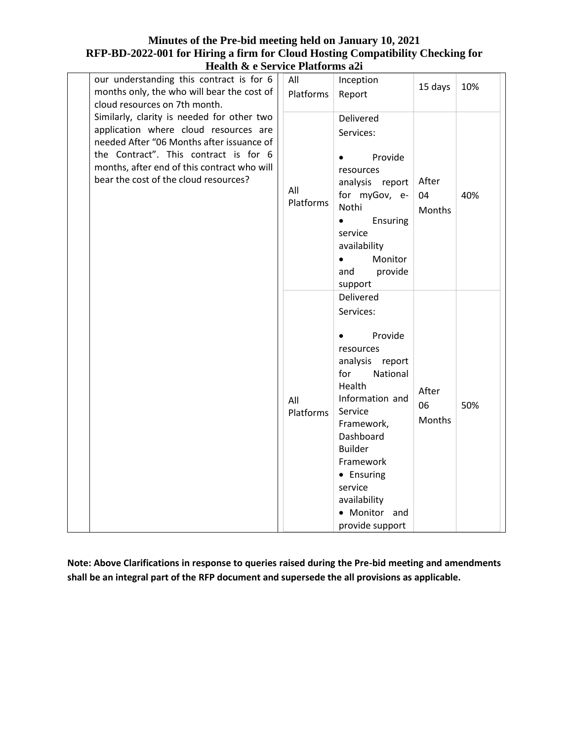# Minutes of the Pre-bid meeting held on January 10, 2021

## RFP-BD-2022-001 for Hiring a firm for Cloud Hosting Compatibility Checking for Health & e Service Platforms a2i

| | | | | | |
|---|---|---|---|---|---|
| | our understanding this contract is for 6 months only, the who will bear the cost of cloud resources on 7th month. Similarly, clarity is needed for other two application where cloud resources are needed After "06 Months after issuance of the Contract". This contract is for 6 months, after end of this contract who will bear the cost of the cloud resources? | All Platforms | Inception Report | 15 days | 10% |
| | | All Platforms | Delivered Services: <br>• Provide resources analysis report for myGov, e-Nothi <br>• Ensuring service availability <br>• Monitor and provide support | After 04 Months | 40% |
| | | All Platforms | Delivered Services: <br>• Provide resources analysis report for National Health Information and Service Framework, Dashboard Builder Framework <br>• Ensuring service availability <br>• Monitor and provide support | After 06 Months | 50% |

**Note: Above Clarifications in response to queries raised during the Pre-bid meeting and amendments shall be an integral part of the RFP document and supersede the all provisions as applicable.**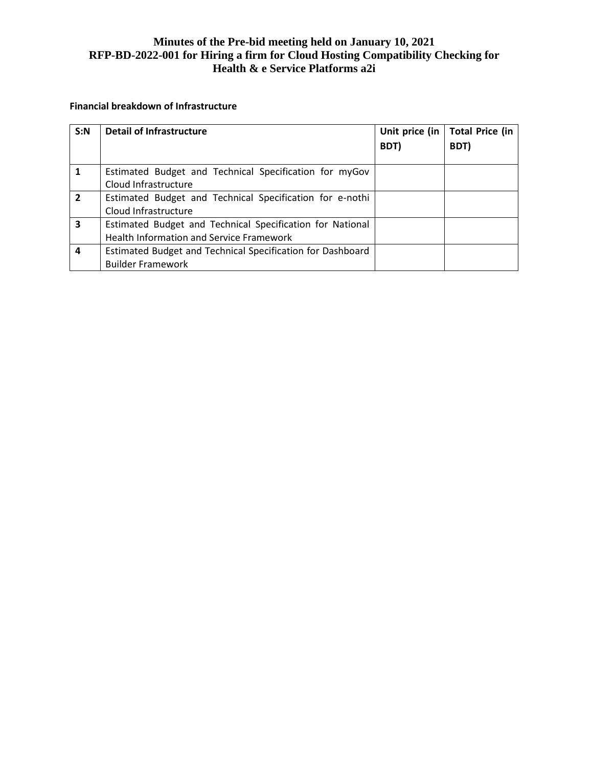# Minutes of the Pre-bid meeting held on January 10, 2021
# RFP-BD-2022-001 for Hiring a firm for Cloud Hosting Compatibility Checking for Health & e Service Platforms a2i

**Financial breakdown of Infrastructure**

| S:N | Detail of Infrastructure | Unit price (in BDT) | Total Price (in BDT) |
|---|---|---|---|
| 1 | Estimated Budget and Technical Specification for myGov Cloud Infrastructure | | |
| 2 | Estimated Budget and Technical Specification for e-nothi Cloud Infrastructure | | |
| 3 | Estimated Budget and Technical Specification for National Health Information and Service Framework | | |
| 4 | Estimated Budget and Technical Specification for Dashboard Builder Framework | | |